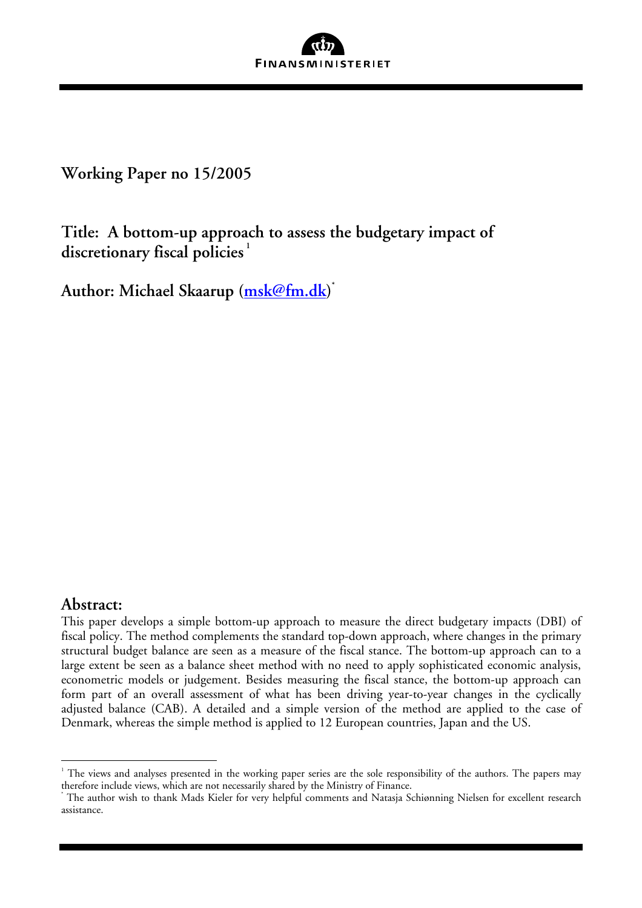FINANSMINISTERIET

**Working Paper no 15/2005**

# Title: A bottom-up approach to assess the budgetary impact of discretionary fiscal policies [1]

**Author: Michael Skaarup (msk@fm.dk)** [*]

## Abstract:

This paper develops a simple bottom-up approach to measure the direct budgetary impacts (DBI) of fiscal policy. The method complements the standard top-down approach, where changes in the primary structural budget balance are seen as a measure of the fiscal stance. The bottom-up approach can to a large extent be seen as a balance sheet method with no need to apply sophisticated economic analysis, econometric models or judgement. Besides measuring the fiscal stance, the bottom-up approach can form part of an overall assessment of what has been driving year-to-year changes in the cyclically adjusted balance (CAB). A detailed and a simple version of the method are applied to the case of Denmark, whereas the simple method is applied to 12 European countries, Japan and the US.

---

[1] The views and analyses presented in the working paper series are the sole responsibility of the authors. The papers may therefore include views, which are not necessarily shared by the Ministry of Finance.

[*] The author wish to thank Mads Kieler for very helpful comments and Natasja Schiønning Nielsen for excellent research assistance.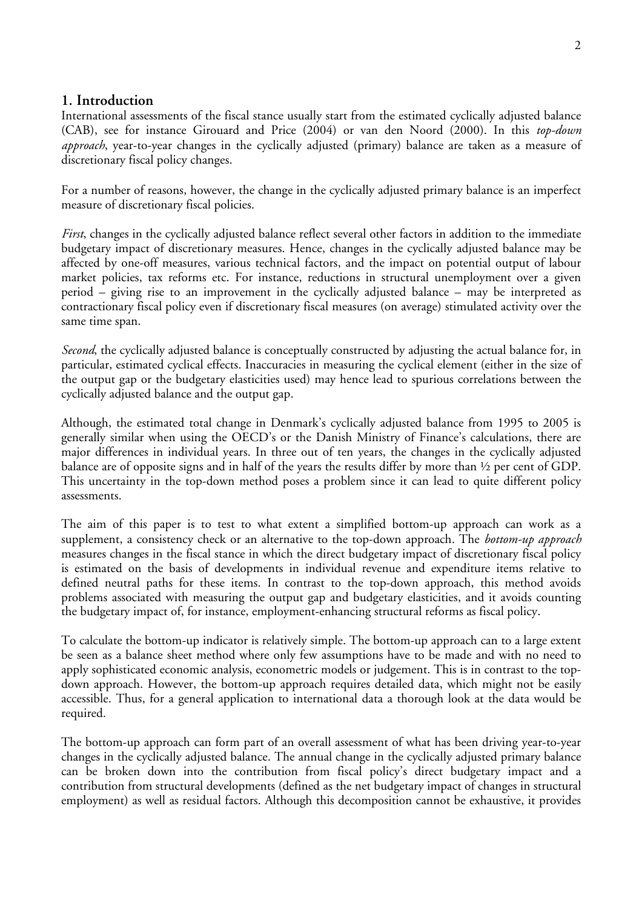## 1. Introduction

International assessments of the fiscal stance usually start from the estimated cyclically adjusted balance (CAB), see for instance Girouard and Price (2004) or van den Noord (2000). In this *top-down approach*, year-to-year changes in the cyclically adjusted (primary) balance are taken as a measure of discretionary fiscal policy changes.

For a number of reasons, however, the change in the cyclically adjusted primary balance is an imperfect measure of discretionary fiscal policies.

*First*, changes in the cyclically adjusted balance reflect several other factors in addition to the immediate budgetary impact of discretionary measures. Hence, changes in the cyclically adjusted balance may be affected by one-off measures, various technical factors, and the impact on potential output of labour market policies, tax reforms etc. For instance, reductions in structural unemployment over a given period – giving rise to an improvement in the cyclically adjusted balance – may be interpreted as contractionary fiscal policy even if discretionary fiscal measures (on average) stimulated activity over the same time span.

*Second*, the cyclically adjusted balance is conceptually constructed by adjusting the actual balance for, in particular, estimated cyclical effects. Inaccuracies in measuring the cyclical element (either in the size of the output gap or the budgetary elasticities used) may hence lead to spurious correlations between the cyclically adjusted balance and the output gap.

Although, the estimated total change in Denmark's cyclically adjusted balance from 1995 to 2005 is generally similar when using the OECD's or the Danish Ministry of Finance's calculations, there are major differences in individual years. In three out of ten years, the changes in the cyclically adjusted balance are of opposite signs and in half of the years the results differ by more than ½ per cent of GDP. This uncertainty in the top-down method poses a problem since it can lead to quite different policy assessments.

The aim of this paper is to test to what extent a simplified bottom-up approach can work as a supplement, a consistency check or an alternative to the top-down approach. The *bottom-up approach* measures changes in the fiscal stance in which the direct budgetary impact of discretionary fiscal policy is estimated on the basis of developments in individual revenue and expenditure items relative to defined neutral paths for these items. In contrast to the top-down approach, this method avoids problems associated with measuring the output gap and budgetary elasticities, and it avoids counting the budgetary impact of, for instance, employment-enhancing structural reforms as fiscal policy.

To calculate the bottom-up indicator is relatively simple. The bottom-up approach can to a large extent be seen as a balance sheet method where only few assumptions have to be made and with no need to apply sophisticated economic analysis, econometric models or judgement. This is in contrast to the top-down approach. However, the bottom-up approach requires detailed data, which might not be easily accessible. Thus, for a general application to international data a thorough look at the data would be required.

The bottom-up approach can form part of an overall assessment of what has been driving year-to-year changes in the cyclically adjusted balance. The annual change in the cyclically adjusted primary balance can be broken down into the contribution from fiscal policy's direct budgetary impact and a contribution from structural developments (defined as the net budgetary impact of changes in structural employment) as well as residual factors. Although this decomposition cannot be exhaustive, it provides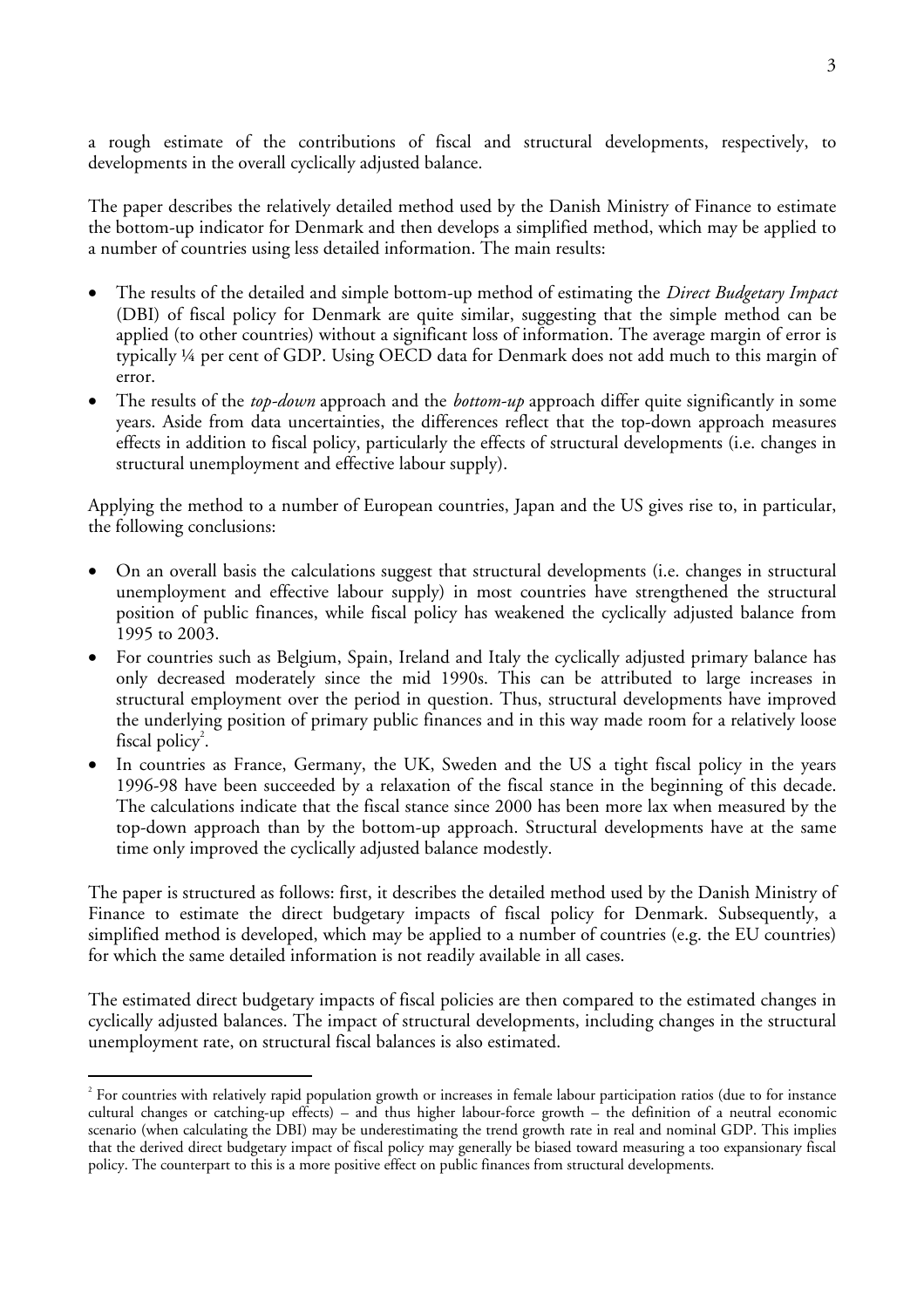a rough estimate of the contributions of fiscal and structural developments, respectively, to developments in the overall cyclically adjusted balance.

The paper describes the relatively detailed method used by the Danish Ministry of Finance to estimate the bottom-up indicator for Denmark and then develops a simplified method, which may be applied to a number of countries using less detailed information. The main results:

- The results of the detailed and simple bottom-up method of estimating the *Direct Budgetary Impact* (DBI) of fiscal policy for Denmark are quite similar, suggesting that the simple method can be applied (to other countries) without a significant loss of information. The average margin of error is typically ¼ per cent of GDP. Using OECD data for Denmark does not add much to this margin of error.
- The results of the *top-down* approach and the *bottom-up* approach differ quite significantly in some years. Aside from data uncertainties, the differences reflect that the top-down approach measures effects in addition to fiscal policy, particularly the effects of structural developments (i.e. changes in structural unemployment and effective labour supply).

Applying the method to a number of European countries, Japan and the US gives rise to, in particular, the following conclusions:

- On an overall basis the calculations suggest that structural developments (i.e. changes in structural unemployment and effective labour supply) in most countries have strengthened the structural position of public finances, while fiscal policy has weakened the cyclically adjusted balance from 1995 to 2003.
- For countries such as Belgium, Spain, Ireland and Italy the cyclically adjusted primary balance has only decreased moderately since the mid 1990s. This can be attributed to large increases in structural employment over the period in question. Thus, structural developments have improved the underlying position of primary public finances and in this way made room for a relatively loose fiscal policy[2].
- In countries as France, Germany, the UK, Sweden and the US a tight fiscal policy in the years 1996-98 have been succeeded by a relaxation of the fiscal stance in the beginning of this decade. The calculations indicate that the fiscal stance since 2000 has been more lax when measured by the top-down approach than by the bottom-up approach. Structural developments have at the same time only improved the cyclically adjusted balance modestly.

The paper is structured as follows: first, it describes the detailed method used by the Danish Ministry of Finance to estimate the direct budgetary impacts of fiscal policy for Denmark. Subsequently, a simplified method is developed, which may be applied to a number of countries (e.g. the EU countries) for which the same detailed information is not readily available in all cases.

The estimated direct budgetary impacts of fiscal policies are then compared to the estimated changes in cyclically adjusted balances. The impact of structural developments, including changes in the structural unemployment rate, on structural fiscal balances is also estimated.

---

[2] For countries with relatively rapid population growth or increases in female labour participation ratios (due to for instance cultural changes or catching-up effects) – and thus higher labour-force growth – the definition of a neutral economic scenario (when calculating the DBI) may be underestimating the trend growth rate in real and nominal GDP. This implies that the derived direct budgetary impact of fiscal policy may generally be biased toward measuring a too expansionary fiscal policy. The counterpart to this is a more positive effect on public finances from structural developments.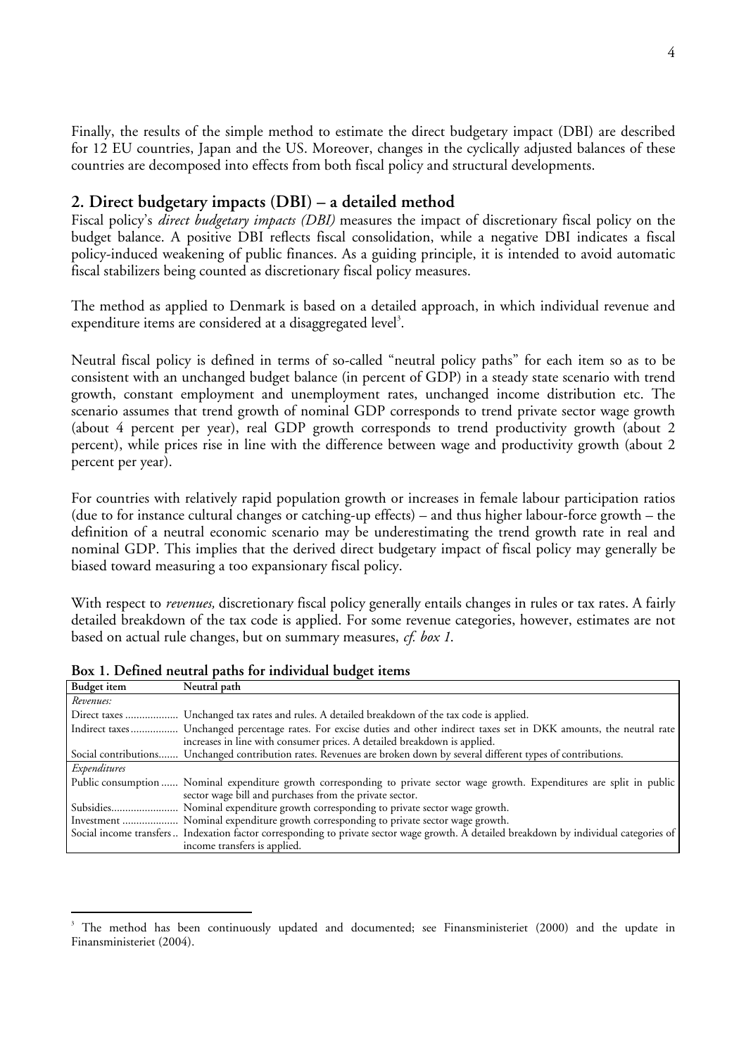Finally, the results of the simple method to estimate the direct budgetary impact (DBI) are described for 12 EU countries, Japan and the US. Moreover, changes in the cyclically adjusted balances of these countries are decomposed into effects from both fiscal policy and structural developments.

## 2. Direct budgetary impacts (DBI) – a detailed method

Fiscal policy's *direct budgetary impacts (DBI)* measures the impact of discretionary fiscal policy on the budget balance. A positive DBI reflects fiscal consolidation, while a negative DBI indicates a fiscal policy-induced weakening of public finances. As a guiding principle, it is intended to avoid automatic fiscal stabilizers being counted as discretionary fiscal policy measures.

The method as applied to Denmark is based on a detailed approach, in which individual revenue and expenditure items are considered at a disaggregated level[3].

Neutral fiscal policy is defined in terms of so-called "neutral policy paths" for each item so as to be consistent with an unchanged budget balance (in percent of GDP) in a steady state scenario with trend growth, constant employment and unemployment rates, unchanged income distribution etc. The scenario assumes that trend growth of nominal GDP corresponds to trend private sector wage growth (about 4 percent per year), real GDP growth corresponds to trend productivity growth (about 2 percent), while prices rise in line with the difference between wage and productivity growth (about 2 percent per year).

For countries with relatively rapid population growth or increases in female labour participation ratios (due to for instance cultural changes or catching-up effects) – and thus higher labour-force growth – the definition of a neutral economic scenario may be underestimating the trend growth rate in real and nominal GDP. This implies that the derived direct budgetary impact of fiscal policy may generally be biased toward measuring a too expansionary fiscal policy.

With respect to *revenues,* discretionary fiscal policy generally entails changes in rules or tax rates. A fairly detailed breakdown of the tax code is applied. For some revenue categories, however, estimates are not based on actual rule changes, but on summary measures, *cf. box 1.*

**Box 1. Defined neutral paths for individual budget items**

| Budget item | Neutral path |
|---|---|
| *Revenues:* | |
| Direct taxes | Unchanged tax rates and rules. A detailed breakdown of the tax code is applied. |
| Indirect taxes | Unchanged percentage rates. For excise duties and other indirect taxes set in DKK amounts, the neutral rate increases in line with consumer prices. A detailed breakdown is applied. |
| Social contributions | Unchanged contribution rates. Revenues are broken down by several different types of contributions. |
| *Expenditures* | |
| Public consumption | Nominal expenditure growth corresponding to private sector wage growth. Expenditures are split in public sector wage bill and purchases from the private sector. |
| Subsidies | Nominal expenditure growth corresponding to private sector wage growth. |
| Investment | Nominal expenditure growth corresponding to private sector wage growth. |
| Social income transfers | Indexation factor corresponding to private sector wage growth. A detailed breakdown by individual categories of income transfers is applied. |

[3] The method has been continuously updated and documented; see Finansministeriet (2000) and the update in Finansministeriet (2004).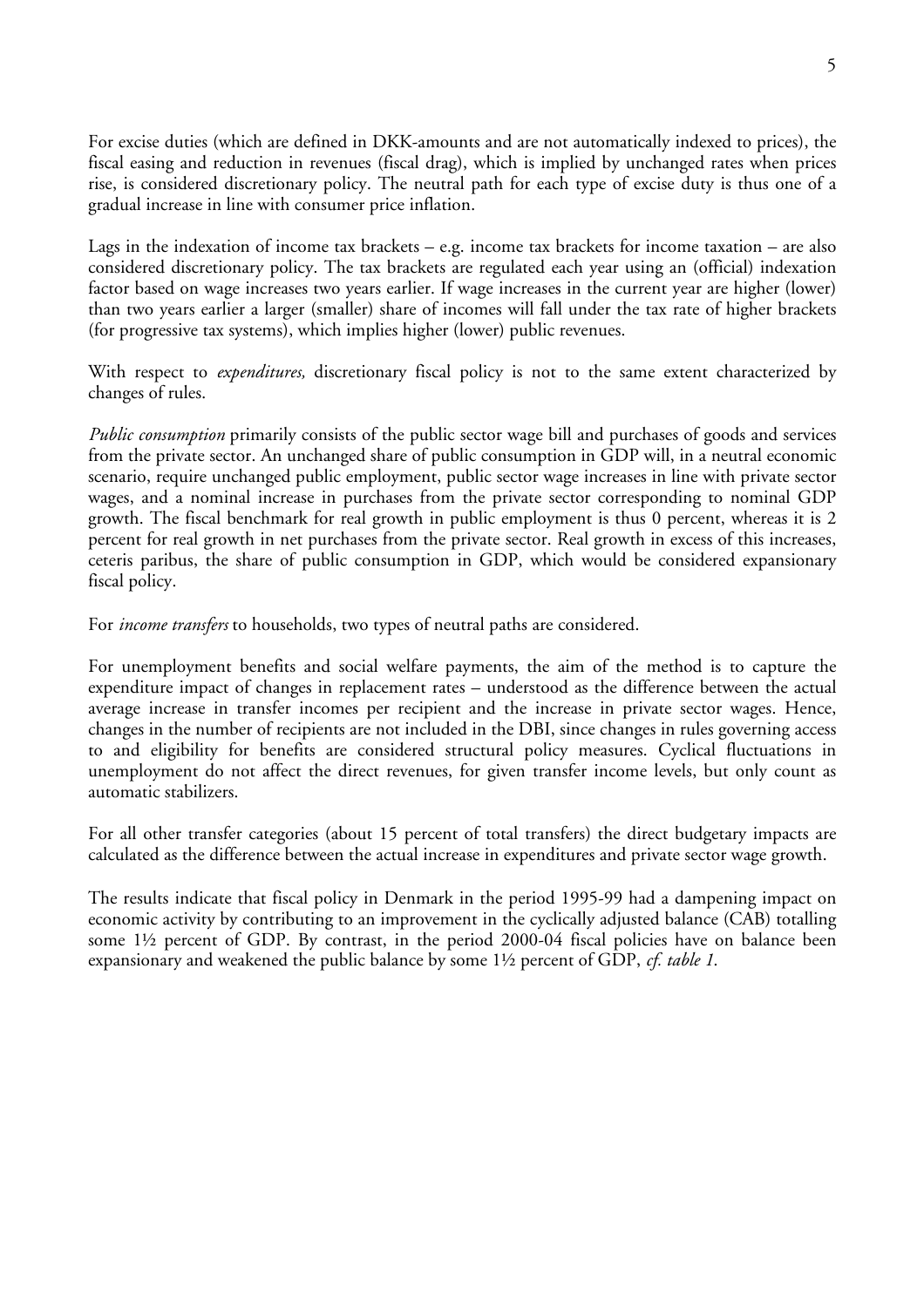For excise duties (which are defined in DKK-amounts and are not automatically indexed to prices), the fiscal easing and reduction in revenues (fiscal drag), which is implied by unchanged rates when prices rise, is considered discretionary policy. The neutral path for each type of excise duty is thus one of a gradual increase in line with consumer price inflation.

Lags in the indexation of income tax brackets – e.g. income tax brackets for income taxation – are also considered discretionary policy. The tax brackets are regulated each year using an (official) indexation factor based on wage increases two years earlier. If wage increases in the current year are higher (lower) than two years earlier a larger (smaller) share of incomes will fall under the tax rate of higher brackets (for progressive tax systems), which implies higher (lower) public revenues.

With respect to *expenditures,* discretionary fiscal policy is not to the same extent characterized by changes of rules.

*Public consumption* primarily consists of the public sector wage bill and purchases of goods and services from the private sector. An unchanged share of public consumption in GDP will, in a neutral economic scenario, require unchanged public employment, public sector wage increases in line with private sector wages, and a nominal increase in purchases from the private sector corresponding to nominal GDP growth. The fiscal benchmark for real growth in public employment is thus 0 percent, whereas it is 2 percent for real growth in net purchases from the private sector. Real growth in excess of this increases, ceteris paribus, the share of public consumption in GDP, which would be considered expansionary fiscal policy.

For *income transfers* to households, two types of neutral paths are considered.

For unemployment benefits and social welfare payments, the aim of the method is to capture the expenditure impact of changes in replacement rates – understood as the difference between the actual average increase in transfer incomes per recipient and the increase in private sector wages. Hence, changes in the number of recipients are not included in the DBI, since changes in rules governing access to and eligibility for benefits are considered structural policy measures. Cyclical fluctuations in unemployment do not affect the direct revenues, for given transfer income levels, but only count as automatic stabilizers.

For all other transfer categories (about 15 percent of total transfers) the direct budgetary impacts are calculated as the difference between the actual increase in expenditures and private sector wage growth.

The results indicate that fiscal policy in Denmark in the period 1995-99 had a dampening impact on economic activity by contributing to an improvement in the cyclically adjusted balance (CAB) totalling some 1½ percent of GDP. By contrast, in the period 2000-04 fiscal policies have on balance been expansionary and weakened the public balance by some 1½ percent of GDP, *cf. table 1.*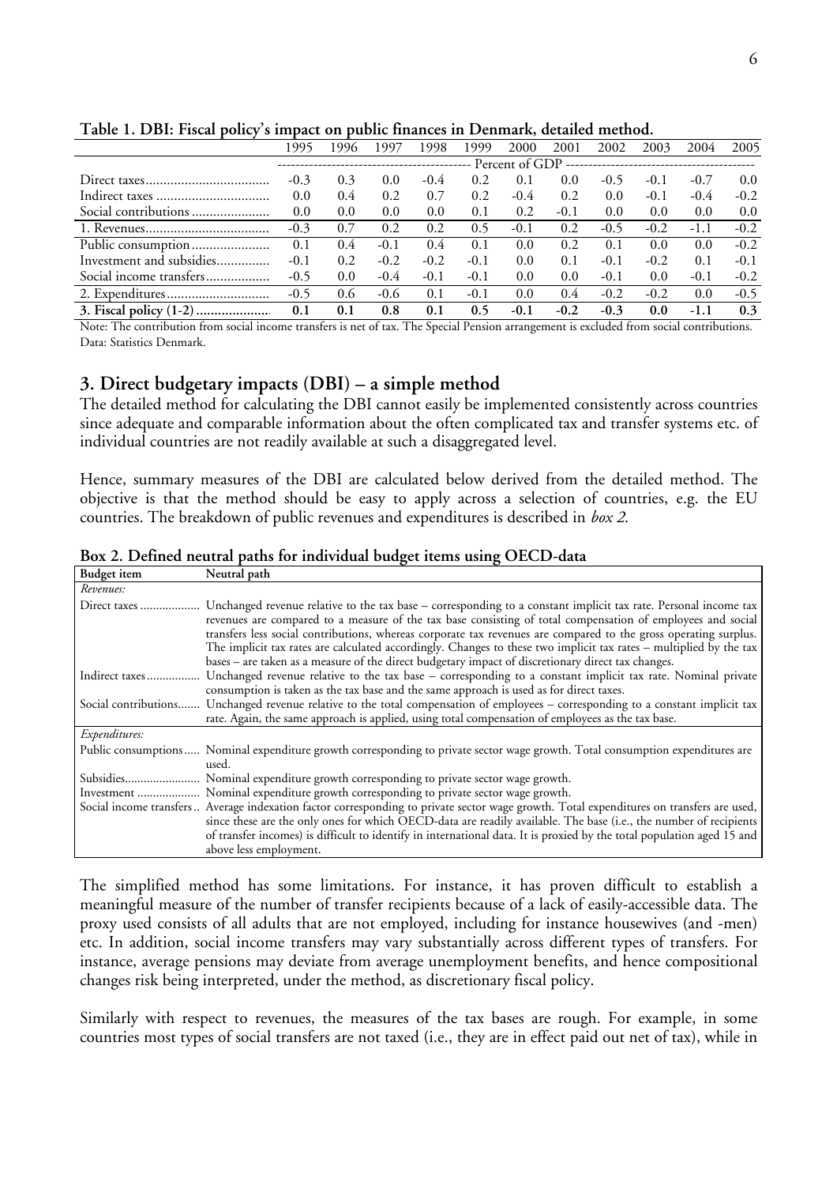**Table 1. DBI: Fiscal policy's impact on public finances in Denmark, detailed method.**

| | 1995 | 1996 | 1997 | 1998 | 1999 | 2000 | 2001 | 2002 | 2003 | 2004 | 2005 |
|---|---|---|---|---|---|---|---|---|---|---|---|
| | Percent of GDP | | | | | | | | | | |
| Direct taxes | -0.3 | 0.3 | 0.0 | -0.4 | 0.2 | 0.1 | 0.0 | -0.5 | -0.1 | -0.7 | 0.0 |
| Indirect taxes | 0.0 | 0.4 | 0.2 | 0.7 | 0.2 | -0.4 | 0.2 | 0.0 | -0.1 | -0.4 | -0.2 |
| Social contributions | 0.0 | 0.0 | 0.0 | 0.0 | 0.1 | 0.2 | -0.1 | 0.0 | 0.0 | 0.0 | 0.0 |
| 1. Revenues | -0.3 | 0.7 | 0.2 | 0.2 | 0.5 | -0.1 | 0.2 | -0.5 | -0.2 | -1.1 | -0.2 |
| Public consumption | 0.1 | 0.4 | -0.1 | 0.4 | 0.1 | 0.0 | 0.2 | 0.1 | 0.0 | 0.0 | -0.2 |
| Investment and subsidies | -0.1 | 0.2 | -0.2 | -0.2 | -0.1 | 0.0 | 0.1 | -0.1 | -0.2 | 0.1 | -0.1 |
| Social income transfers | -0.5 | 0.0 | -0.4 | -0.1 | -0.1 | 0.0 | 0.0 | -0.1 | 0.0 | -0.1 | -0.2 |
| 2. Expenditures | -0.5 | 0.6 | -0.6 | 0.1 | -0.1 | 0.0 | 0.4 | -0.2 | -0.2 | 0.0 | -0.5 |
| **3. Fiscal policy (1-2)** | **0.1** | **0.1** | **0.8** | **0.1** | **0.5** | **-0.1** | **-0.2** | **-0.3** | **0.0** | **-1.1** | **0.3** |

Note: The contribution from social income transfers is net of tax. The Special Pension arrangement is excluded from social contributions.
Data: Statistics Denmark.

## 3. Direct budgetary impacts (DBI) – a simple method

The detailed method for calculating the DBI cannot easily be implemented consistently across countries since adequate and comparable information about the often complicated tax and transfer systems etc. of individual countries are not readily available at such a disaggregated level.

Hence, summary measures of the DBI are calculated below derived from the detailed method. The objective is that the method should be easy to apply across a selection of countries, e.g. the EU countries. The breakdown of public revenues and expenditures is described in *box 2*.

**Box 2. Defined neutral paths for individual budget items using OECD-data**

| Budget item | Neutral path |
|---|---|
| *Revenues:* | |
| Direct taxes | Unchanged revenue relative to the tax base – corresponding to a constant implicit tax rate. Personal income tax revenues are compared to a measure of the tax base consisting of total compensation of employees and social transfers less social contributions, whereas corporate tax revenues are compared to the gross operating surplus. The implicit tax rates are calculated accordingly. Changes to these two implicit tax rates – multiplied by the tax bases – are taken as a measure of the direct budgetary impact of discretionary direct tax changes. |
| Indirect taxes | Unchanged revenue relative to the tax base – corresponding to a constant implicit tax rate. Nominal private consumption is taken as the tax base and the same approach is used as for direct taxes. |
| Social contributions | Unchanged revenue relative to the total compensation of employees – corresponding to a constant implicit tax rate. Again, the same approach is applied, using total compensation of employees as the tax base. |
| *Expenditures:* | |
| Public consumptions | Nominal expenditure growth corresponding to private sector wage growth. Total consumption expenditures are used. |
| Subsidies | Nominal expenditure growth corresponding to private sector wage growth. |
| Investment | Nominal expenditure growth corresponding to private sector wage growth. |
| Social income transfers | Average indexation factor corresponding to private sector wage growth. Total expenditures on transfers are used, since these are the only ones for which OECD-data are readily available. The base (i.e., the number of recipients of transfer incomes) is difficult to identify in international data. It is proxied by the total population aged 15 and above less employment. |

The simplified method has some limitations. For instance, it has proven difficult to establish a meaningful measure of the number of transfer recipients because of a lack of easily-accessible data. The proxy used consists of all adults that are not employed, including for instance housewives (and -men) etc. In addition, social income transfers may vary substantially across different types of transfers. For instance, average pensions may deviate from average unemployment benefits, and hence compositional changes risk being interpreted, under the method, as discretionary fiscal policy.

Similarly with respect to revenues, the measures of the tax bases are rough. For example, in some countries most types of social transfers are not taxed (i.e., they are in effect paid out net of tax), while in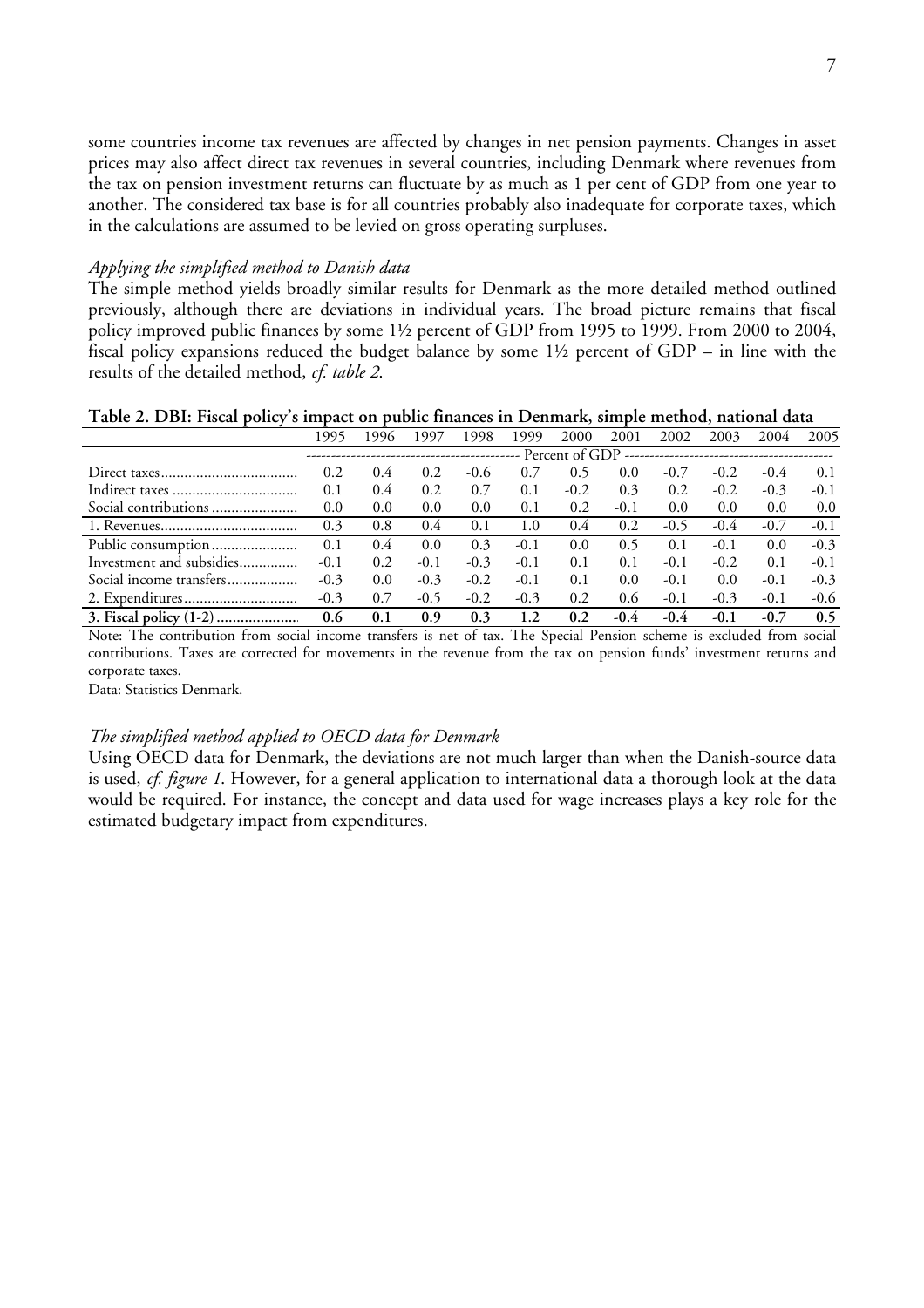some countries income tax revenues are affected by changes in net pension payments. Changes in asset prices may also affect direct tax revenues in several countries, including Denmark where revenues from the tax on pension investment returns can fluctuate by as much as 1 per cent of GDP from one year to another. The considered tax base is for all countries probably also inadequate for corporate taxes, which in the calculations are assumed to be levied on gross operating surpluses.

*Applying the simplified method to Danish data*

The simple method yields broadly similar results for Denmark as the more detailed method outlined previously, although there are deviations in individual years. The broad picture remains that fiscal policy improved public finances by some 1½ percent of GDP from 1995 to 1999. From 2000 to 2004, fiscal policy expansions reduced the budget balance by some 1½ percent of GDP – in line with the results of the detailed method, *cf. table 2*.

**Table 2. DBI: Fiscal policy's impact on public finances in Denmark, simple method, national data**

| | 1995 | 1996 | 1997 | 1998 | 1999 | 2000 | 2001 | 2002 | 2003 | 2004 | 2005 |
|---|---|---|---|---|---|---|---|---|---|---|---|
| | Percent of GDP | | | | | | | | | | |
| Direct taxes | 0.2 | 0.4 | 0.2 | -0.6 | 0.7 | 0.5 | 0.0 | -0.7 | -0.2 | -0.4 | 0.1 |
| Indirect taxes | 0.1 | 0.4 | 0.2 | 0.7 | 0.1 | -0.2 | 0.3 | 0.2 | -0.2 | -0.3 | -0.1 |
| Social contributions | 0.0 | 0.0 | 0.0 | 0.0 | 0.1 | 0.2 | -0.1 | 0.0 | 0.0 | 0.0 | 0.0 |
| 1. Revenues | 0.3 | 0.8 | 0.4 | 0.1 | 1.0 | 0.4 | 0.2 | -0.5 | -0.4 | -0.7 | -0.1 |
| Public consumption | 0.1 | 0.4 | 0.0 | 0.3 | -0.1 | 0.0 | 0.5 | 0.1 | -0.1 | 0.0 | -0.3 |
| Investment and subsidies | -0.1 | 0.2 | -0.1 | -0.3 | -0.1 | 0.1 | 0.1 | -0.1 | -0.2 | 0.1 | -0.1 |
| Social income transfers | -0.3 | 0.0 | -0.3 | -0.2 | -0.1 | 0.1 | 0.0 | -0.1 | 0.0 | -0.1 | -0.3 |
| 2. Expenditures | -0.3 | 0.7 | -0.5 | -0.2 | -0.3 | 0.2 | 0.6 | -0.1 | -0.3 | -0.1 | -0.6 |
| **3. Fiscal policy (1-2)** | **0.6** | **0.1** | **0.9** | **0.3** | **1.2** | **0.2** | **-0.4** | **-0.4** | **-0.1** | **-0.7** | **0.5** |

Note: The contribution from social income transfers is net of tax. The Special Pension scheme is excluded from social contributions. Taxes are corrected for movements in the revenue from the tax on pension funds' investment returns and corporate taxes.

Data: Statistics Denmark.

*The simplified method applied to OECD data for Denmark*

Using OECD data for Denmark, the deviations are not much larger than when the Danish-source data is used, *cf. figure 1*. However, for a general application to international data a thorough look at the data would be required. For instance, the concept and data used for wage increases plays a key role for the estimated budgetary impact from expenditures.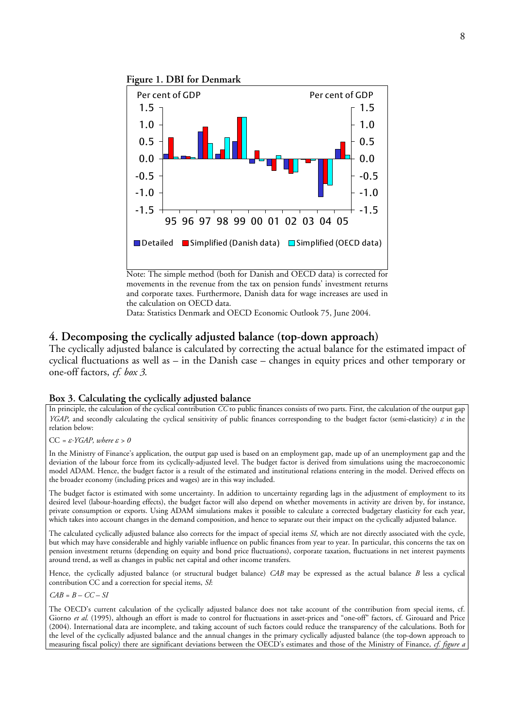**Figure 1. DBI for Denmark**

Note: The simple method (both for Danish and OECD data) is corrected for movements in the revenue from the tax on pension funds' investment returns and corporate taxes. Furthermore, Danish data for wage increases are used in the calculation on OECD data.
Data: Statistics Denmark and OECD Economic Outlook 75, June 2004.

## 4. Decomposing the cyclically adjusted balance (top-down approach)

The cyclically adjusted balance is calculated by correcting the actual balance for the estimated impact of cyclical fluctuations as well as – in the Danish case – changes in equity prices and other temporary or one-off factors, *cf. box 3*.

**Box 3. Calculating the cyclically adjusted balance**

In principle, the calculation of the cyclical contribution *CC* to public finances consists of two parts. First, the calculation of the output gap *YGAP*, and secondly calculating the cyclical sensitivity of public finances corresponding to the budget factor (semi-elasticity) $\varepsilon$ in the relation below:

$CC = \varepsilon \cdot YGAP, \text{ where } \varepsilon > 0$

In the Ministry of Finance's application, the output gap used is based on an employment gap, made up of an unemployment gap and the deviation of the labour force from its cyclically-adjusted level. The budget factor is derived from simulations using the macroeconomic model ADAM. Hence, the budget factor is a result of the estimated and institutional relations entering in the model. Derived effects on the broader economy (including prices and wages) are in this way included.

The budget factor is estimated with some uncertainty. In addition to uncertainty regarding lags in the adjustment of employment to its desired level (labour-hoarding effects), the budget factor will also depend on whether movements in activity are driven by, for instance, private consumption or exports. Using ADAM simulations makes it possible to calculate a corrected budgetary elasticity for each year, which takes into account changes in the demand composition, and hence to separate out their impact on the cyclically adjusted balance.

The calculated cyclically adjusted balance also corrects for the impact of special items *SI*, which are not directly associated with the cycle, but which may have considerable and highly variable influence on public finances from year to year. In particular, this concerns the tax on pension investment returns (depending on equity and bond price fluctuations), corporate taxation, fluctuations in net interest payments around trend, as well as changes in public net capital and other income transfers.

Hence, the cyclically adjusted balance (or structural budget balance) *CAB* may be expressed as the actual balance *B* less a cyclical contribution CC and a correction for special items, *SI*:

$CAB = B - CC - SI$

The OECD's current calculation of the cyclically adjusted balance does not take account of the contribution from special items, cf. Giorno *et al.* (1995), although an effort is made to control for fluctuations in asset-prices and "one-off" factors, cf. Girouard and Price (2004). International data are incomplete, and taking account of such factors could reduce the transparency of the calculations. Both for the level of the cyclically adjusted balance and the annual changes in the primary cyclically adjusted balance (the top-down approach to measuring fiscal policy) there are significant deviations between the OECD's estimates and those of the Ministry of Finance, *cf. figure a*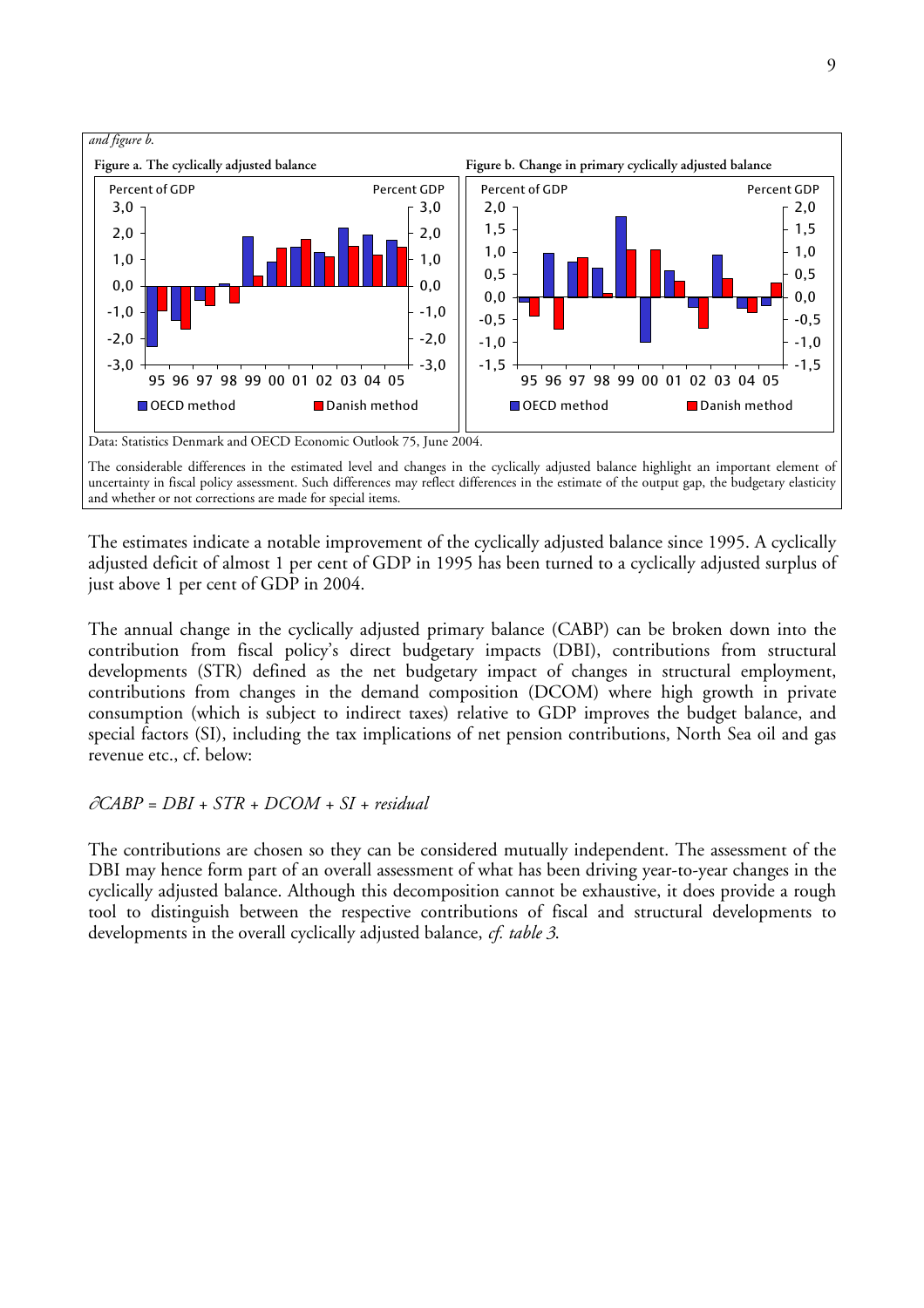*and figure b.*

**Figure a. The cyclically adjusted balance**

**Figure b. Change in primary cyclically adjusted balance**

Data: Statistics Denmark and OECD Economic Outlook 75, June 2004.

The considerable differences in the estimated level and changes in the cyclically adjusted balance highlight an important element of uncertainty in fiscal policy assessment. Such differences may reflect differences in the estimate of the output gap, the budgetary elasticity and whether or not corrections are made for special items.

The estimates indicate a notable improvement of the cyclically adjusted balance since 1995. A cyclically adjusted deficit of almost 1 per cent of GDP in 1995 has been turned to a cyclically adjusted surplus of just above 1 per cent of GDP in 2004.

The annual change in the cyclically adjusted primary balance (CABP) can be broken down into the contribution from fiscal policy's direct budgetary impacts (DBI), contributions from structural developments (STR) defined as the net budgetary impact of changes in structural employment, contributions from changes in the demand composition (DCOM) where high growth in private consumption (which is subject to indirect taxes) relative to GDP improves the budget balance, and special factors (SI), including the tax implications of net pension contributions, North Sea oil and gas revenue etc., cf. below:

$$\partial CABP = DBI + STR + DCOM + SI + residual$$

The contributions are chosen so they can be considered mutually independent. The assessment of the DBI may hence form part of an overall assessment of what has been driving year-to-year changes in the cyclically adjusted balance. Although this decomposition cannot be exhaustive, it does provide a rough tool to distinguish between the respective contributions of fiscal and structural developments to developments in the overall cyclically adjusted balance, *cf. table 3*.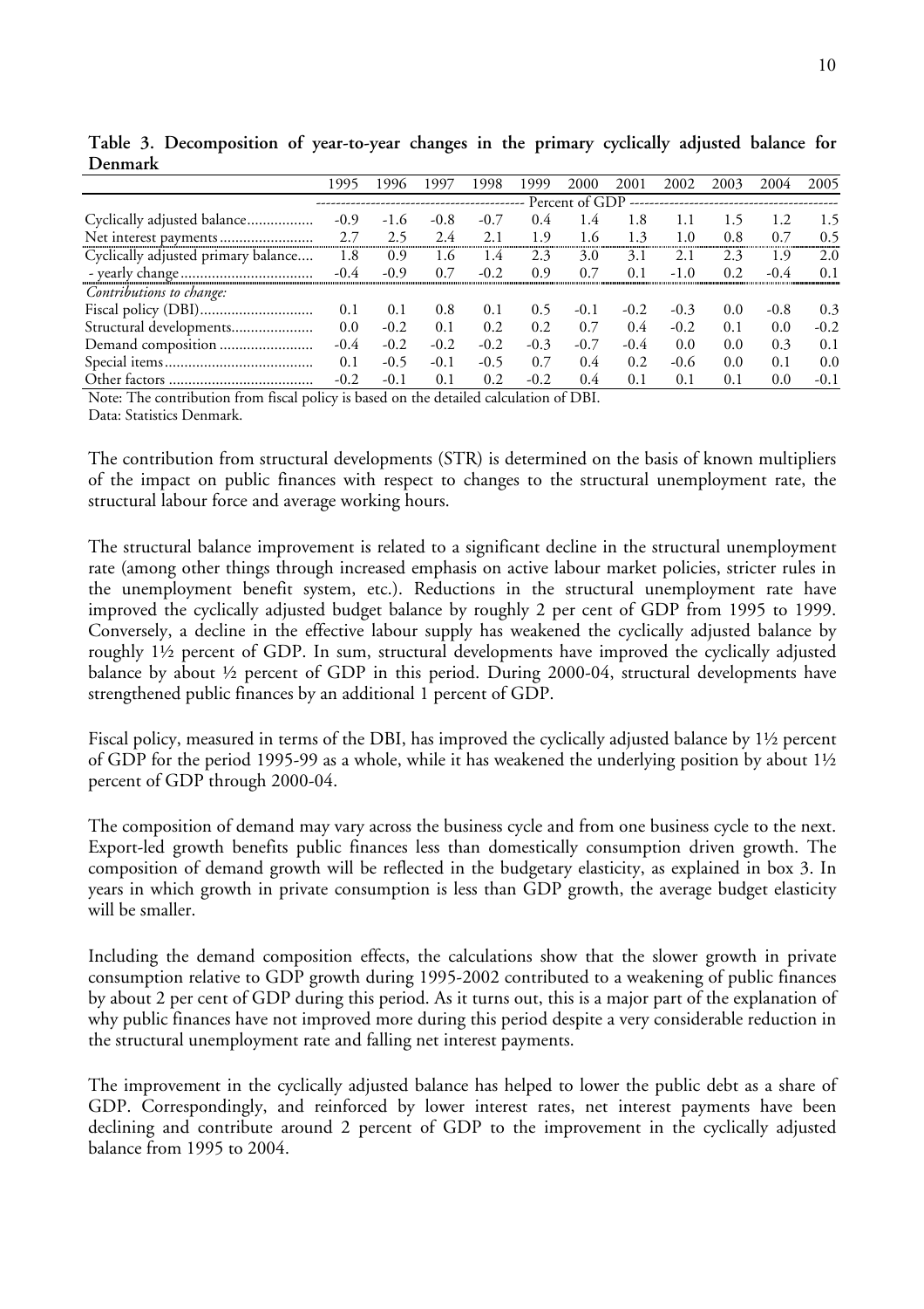**Table 3. Decomposition of year-to-year changes in the primary cyclically adjusted balance for Denmark**

| | 1995 | 1996 | 1997 | 1998 | 1999 | 2000 | 2001 | 2002 | 2003 | 2004 | 2005 |
|---|---|---|---|---|---|---|---|---|---|---|---|
| | Percent of GDP | | | | | | | | | | |
| Cyclically adjusted balance | -0.9 | -1.6 | -0.8 | -0.7 | 0.4 | 1.4 | 1.8 | 1.1 | 1.5 | 1.2 | 1.5 |
| Net interest payments | 2.7 | 2.5 | 2.4 | 2.1 | 1.9 | 1.6 | 1.3 | 1.0 | 0.8 | 0.7 | 0.5 |
| Cyclically adjusted primary balance | 1.8 | 0.9 | 1.6 | 1.4 | 2.3 | 3.0 | 3.1 | 2.1 | 2.3 | 1.9 | 2.0 |
| - yearly change | -0.4 | -0.9 | 0.7 | -0.2 | 0.9 | 0.7 | 0.1 | -1.0 | 0.2 | -0.4 | 0.1 |
| *Contributions to change:* | | | | | | | | | | | |
| Fiscal policy (DBI) | 0.1 | 0.1 | 0.8 | 0.1 | 0.5 | -0.1 | -0.2 | -0.3 | 0.0 | -0.8 | 0.3 |
| Structural developments | 0.0 | -0.2 | 0.1 | 0.2 | 0.2 | 0.7 | 0.4 | -0.2 | 0.1 | 0.0 | -0.2 |
| Demand composition | -0.4 | -0.2 | -0.2 | -0.2 | -0.3 | -0.7 | -0.4 | 0.0 | 0.0 | 0.3 | 0.1 |
| Special items | 0.1 | -0.5 | -0.1 | -0.5 | 0.7 | 0.4 | 0.2 | -0.6 | 0.0 | 0.1 | 0.0 |
| Other factors | -0.2 | -0.1 | 0.1 | 0.2 | -0.2 | 0.4 | 0.1 | 0.1 | 0.1 | 0.0 | -0.1 |

Note: The contribution from fiscal policy is based on the detailed calculation of DBI.
Data: Statistics Denmark.

The contribution from structural developments (STR) is determined on the basis of known multipliers of the impact on public finances with respect to changes to the structural unemployment rate, the structural labour force and average working hours.

The structural balance improvement is related to a significant decline in the structural unemployment rate (among other things through increased emphasis on active labour market policies, stricter rules in the unemployment benefit system, etc.). Reductions in the structural unemployment rate have improved the cyclically adjusted budget balance by roughly 2 per cent of GDP from 1995 to 1999. Conversely, a decline in the effective labour supply has weakened the cyclically adjusted balance by roughly 1½ percent of GDP. In sum, structural developments have improved the cyclically adjusted balance by about ½ percent of GDP in this period. During 2000-04, structural developments have strengthened public finances by an additional 1 percent of GDP.

Fiscal policy, measured in terms of the DBI, has improved the cyclically adjusted balance by 1½ percent of GDP for the period 1995-99 as a whole, while it has weakened the underlying position by about 1½ percent of GDP through 2000-04.

The composition of demand may vary across the business cycle and from one business cycle to the next. Export-led growth benefits public finances less than domestically consumption driven growth. The composition of demand growth will be reflected in the budgetary elasticity, as explained in box 3. In years in which growth in private consumption is less than GDP growth, the average budget elasticity will be smaller.

Including the demand composition effects, the calculations show that the slower growth in private consumption relative to GDP growth during 1995-2002 contributed to a weakening of public finances by about 2 per cent of GDP during this period. As it turns out, this is a major part of the explanation of why public finances have not improved more during this period despite a very considerable reduction in the structural unemployment rate and falling net interest payments.

The improvement in the cyclically adjusted balance has helped to lower the public debt as a share of GDP. Correspondingly, and reinforced by lower interest rates, net interest payments have been declining and contribute around 2 percent of GDP to the improvement in the cyclically adjusted balance from 1995 to 2004.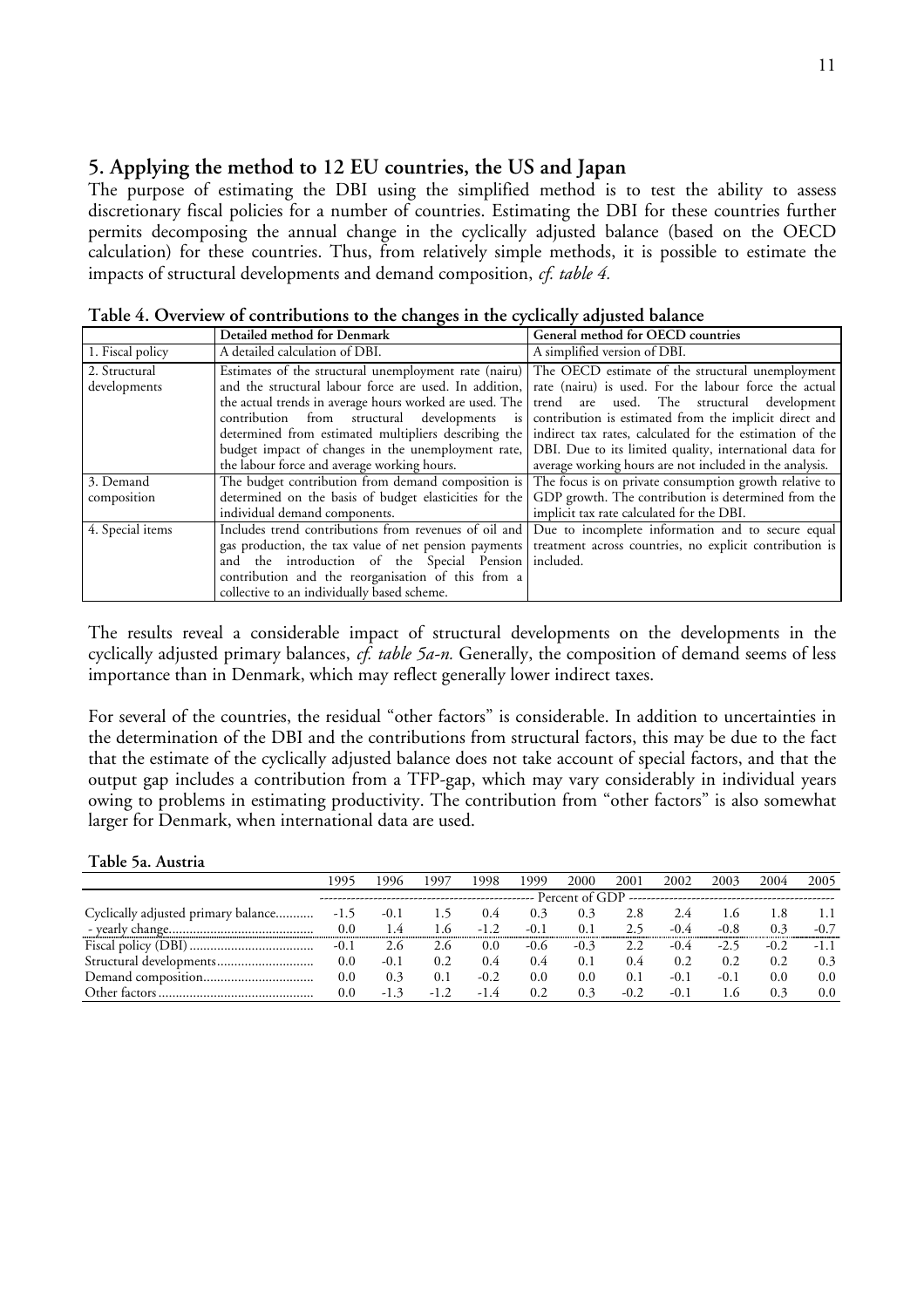## 5. Applying the method to 12 EU countries, the US and Japan

The purpose of estimating the DBI using the simplified method is to test the ability to assess discretionary fiscal policies for a number of countries. Estimating the DBI for these countries further permits decomposing the annual change in the cyclically adjusted balance (based on the OECD calculation) for these countries. Thus, from relatively simple methods, it is possible to estimate the impacts of structural developments and demand composition, *cf. table 4.*

**Table 4. Overview of contributions to the changes in the cyclically adjusted balance**

| | Detailed method for Denmark | General method for OECD countries |
|---|---|---|
| 1. Fiscal policy | A detailed calculation of DBI. | A simplified version of DBI. |
| 2. Structural developments | Estimates of the structural unemployment rate (nairu) and the structural labour force are used. In addition, the actual trends in average hours worked are used. The contribution from structural developments is determined from estimated multipliers describing the budget impact of changes in the unemployment rate, the labour force and average working hours. | The OECD estimate of the structural unemployment rate (nairu) is used. For the labour force the actual trend are used. The structural development contribution is estimated from the implicit direct and indirect tax rates, calculated for the estimation of the DBI. Due to its limited quality, international data for average working hours are not included in the analysis. |
| 3. Demand composition | The budget contribution from demand composition is determined on the basis of budget elasticities for the individual demand components. | The focus is on private consumption growth relative to GDP growth. The contribution is determined from the implicit tax rate calculated for the DBI. |
| 4. Special items | Includes trend contributions from revenues of oil and gas production, the tax value of net pension payments and the introduction of the Special Pension contribution and the reorganisation of this from a collective to an individually based scheme. | Due to incomplete information and to secure equal treatment across countries, no explicit contribution is included. |

The results reveal a considerable impact of structural developments on the developments in the cyclically adjusted primary balances, *cf. table 5a-n.* Generally, the composition of demand seems of less importance than in Denmark, which may reflect generally lower indirect taxes.

For several of the countries, the residual "other factors" is considerable. In addition to uncertainties in the determination of the DBI and the contributions from structural factors, this may be due to the fact that the estimate of the cyclically adjusted balance does not take account of special factors, and that the output gap includes a contribution from a TFP-gap, which may vary considerably in individual years owing to problems in estimating productivity. The contribution from "other factors" is also somewhat larger for Denmark, when international data are used.

**Table 5a. Austria**

| | 1995 | 1996 | 1997 | 1998 | 1999 | 2000 | 2001 | 2002 | 2003 | 2004 | 2005 |
|---|---|---|---|---|---|---|---|---|---|---|---|
| | Percent of GDP | | | | | | | | | | |
| Cyclically adjusted primary balance | -1.5 | -0.1 | 1.5 | 0.4 | 0.3 | 0.3 | 2.8 | 2.4 | 1.6 | 1.8 | 1.1 |
| - yearly change | 0.0 | 1.4 | 1.6 | -1.2 | -0.1 | 0.1 | 2.5 | -0.4 | -0.8 | 0.3 | -0.7 |
| Fiscal policy (DBI) | -0.1 | 2.6 | 2.6 | 0.0 | -0.6 | -0.3 | 2.2 | -0.4 | -2.5 | -0.2 | -1.1 |
| Structural developments | 0.0 | -0.1 | 0.2 | 0.4 | 0.4 | 0.1 | 0.4 | 0.2 | 0.2 | 0.2 | 0.3 |
| Demand composition | 0.0 | 0.3 | 0.1 | -0.2 | 0.0 | 0.0 | 0.1 | -0.1 | -0.1 | 0.0 | 0.0 |
| Other factors | 0.0 | -1.3 | -1.2 | -1.4 | 0.2 | 0.3 | -0.2 | -0.1 | 1.6 | 0.3 | 0.0 |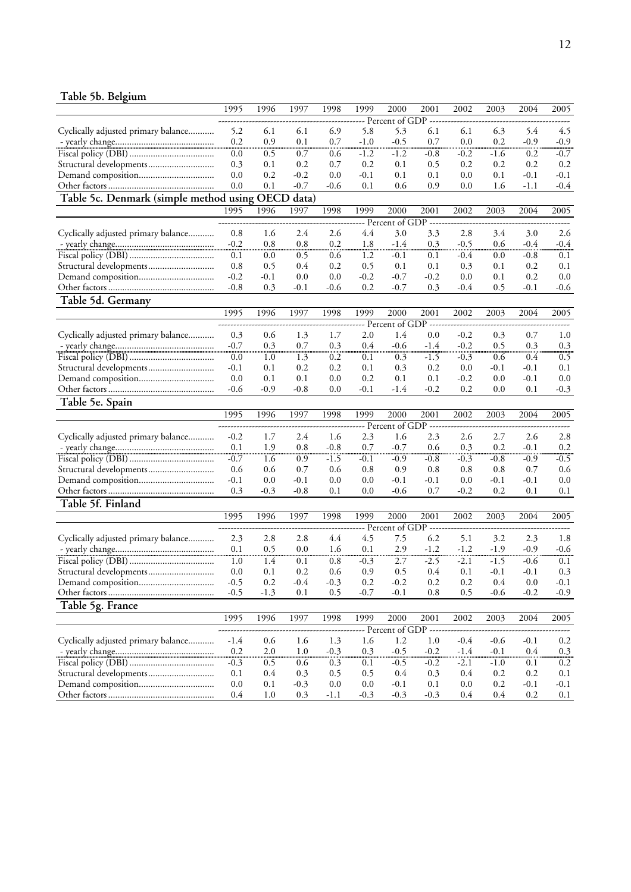**Table 5b. Belgium**

| | 1995 | 1996 | 1997 | 1998 | 1999 | 2000 | 2001 | 2002 | 2003 | 2004 | 2005 |
|---|---|---|---|---|---|---|---|---|---|---|---|
| | Percent of GDP | | | | | | | | | | |
| Cyclically adjusted primary balance | 5.2 | 6.1 | 6.1 | 6.9 | 5.8 | 5.3 | 6.1 | 6.1 | 6.3 | 5.4 | 4.5 |
| - yearly change | 0.2 | 0.9 | 0.1 | 0.7 | -1.0 | -0.5 | 0.7 | 0.0 | 0.2 | -0.9 | -0.9 |
| Fiscal policy (DBI) | 0.0 | 0.5 | 0.7 | 0.6 | -1.2 | -1.2 | -0.8 | -0.2 | -1.6 | 0.2 | -0.7 |
| Structural developments | 0.3 | 0.1 | 0.2 | 0.7 | 0.2 | 0.1 | 0.5 | 0.2 | 0.2 | 0.2 | 0.2 |
| Demand composition | 0.0 | 0.2 | -0.2 | 0.0 | -0.1 | 0.1 | 0.1 | 0.0 | 0.1 | -0.1 | -0.1 |
| Other factors | 0.0 | 0.1 | -0.7 | -0.6 | 0.1 | 0.6 | 0.9 | 0.0 | 1.6 | -1.1 | -0.4 |

**Table 5c. Denmark (simple method using OECD data)**

| | 1995 | 1996 | 1997 | 1998 | 1999 | 2000 | 2001 | 2002 | 2003 | 2004 | 2005 |
|---|---|---|---|---|---|---|---|---|---|---|---|
| | Percent of GDP | | | | | | | | | | |
| Cyclically adjusted primary balance | 0.8 | 1.6 | 2.4 | 2.6 | 4.4 | 3.0 | 3.3 | 2.8 | 3.4 | 3.0 | 2.6 |
| - yearly change | -0.2 | 0.8 | 0.8 | 0.2 | 1.8 | -1.4 | 0.3 | -0.5 | 0.6 | -0.4 | -0.4 |
| Fiscal policy (DBI) | 0.1 | 0.0 | 0.5 | 0.6 | 1.2 | -0.1 | 0.1 | -0.4 | 0.0 | -0.8 | 0.1 |
| Structural developments | 0.8 | 0.5 | 0.4 | 0.2 | 0.5 | 0.1 | 0.1 | 0.3 | 0.1 | 0.2 | 0.1 |
| Demand composition | -0.2 | -0.1 | 0.0 | 0.0 | -0.2 | -0.7 | -0.2 | 0.0 | 0.1 | 0.2 | 0.0 |
| Other factors | -0.8 | 0.3 | -0.1 | -0.6 | 0.2 | -0.7 | 0.3 | -0.4 | 0.5 | -0.1 | -0.6 |

**Table 5d. Germany**

| | 1995 | 1996 | 1997 | 1998 | 1999 | 2000 | 2001 | 2002 | 2003 | 2004 | 2005 |
|---|---|---|---|---|---|---|---|---|---|---|---|
| | Percent of GDP | | | | | | | | | | |
| Cyclically adjusted primary balance | 0.3 | 0.6 | 1.3 | 1.7 | 2.0 | 1.4 | 0.0 | -0.2 | 0.3 | 0.7 | 1.0 |
| - yearly change | -0.7 | 0.3 | 0.7 | 0.3 | 0.4 | -0.6 | -1.4 | -0.2 | 0.5 | 0.3 | 0.3 |
| Fiscal policy (DBI) | 0.0 | 1.0 | 1.3 | 0.2 | 0.1 | 0.3 | -1.5 | -0.3 | 0.6 | 0.4 | 0.5 |
| Structural developments | -0.1 | 0.1 | 0.2 | 0.2 | 0.1 | 0.3 | 0.2 | 0.0 | -0.1 | -0.1 | 0.1 |
| Demand composition | 0.0 | 0.1 | 0.1 | 0.0 | 0.2 | 0.1 | 0.1 | -0.2 | 0.0 | -0.1 | 0.0 |
| Other factors | -0.6 | -0.9 | -0.8 | 0.0 | -0.1 | -1.4 | -0.2 | 0.2 | 0.0 | 0.1 | -0.3 |

**Table 5e. Spain**

| | 1995 | 1996 | 1997 | 1998 | 1999 | 2000 | 2001 | 2002 | 2003 | 2004 | 2005 |
|---|---|---|---|---|---|---|---|---|---|---|---|
| | Percent of GDP | | | | | | | | | | |
| Cyclically adjusted primary balance | -0.2 | 1.7 | 2.4 | 1.6 | 2.3 | 1.6 | 2.3 | 2.6 | 2.7 | 2.6 | 2.8 |
| - yearly change | 0.1 | 1.9 | 0.8 | -0.8 | 0.7 | -0.7 | 0.6 | 0.3 | 0.2 | -0.1 | 0.2 |
| Fiscal policy (DBI) | -0.7 | 1.6 | 0.9 | -1.5 | -0.1 | -0.9 | -0.8 | -0.3 | -0.8 | -0.9 | -0.5 |
| Structural developments | 0.6 | 0.6 | 0.7 | 0.6 | 0.8 | 0.9 | 0.8 | 0.8 | 0.8 | 0.7 | 0.6 |
| Demand composition | -0.1 | 0.0 | -0.1 | 0.0 | 0.0 | -0.1 | -0.1 | 0.0 | -0.1 | -0.1 | 0.0 |
| Other factors | 0.3 | -0.3 | -0.8 | 0.1 | 0.0 | -0.6 | 0.7 | -0.2 | 0.2 | 0.1 | 0.1 |

**Table 5f. Finland**

| | 1995 | 1996 | 1997 | 1998 | 1999 | 2000 | 2001 | 2002 | 2003 | 2004 | 2005 |
|---|---|---|---|---|---|---|---|---|---|---|---|
| | Percent of GDP | | | | | | | | | | |
| Cyclically adjusted primary balance | 2.3 | 2.8 | 2.8 | 4.4 | 4.5 | 7.5 | 6.2 | 5.1 | 3.2 | 2.3 | 1.8 |
| - yearly change | 0.1 | 0.5 | 0.0 | 1.6 | 0.1 | 2.9 | -1.2 | -1.2 | -1.9 | -0.9 | -0.6 |
| Fiscal policy (DBI) | 1.0 | 1.4 | 0.1 | 0.8 | -0.3 | 2.7 | -2.5 | -2.1 | -1.5 | -0.6 | 0.1 |
| Structural developments | 0.0 | 0.1 | 0.2 | 0.6 | 0.9 | 0.5 | 0.4 | 0.1 | -0.1 | -0.1 | 0.3 |
| Demand composition | -0.5 | 0.2 | -0.4 | -0.3 | 0.2 | -0.2 | 0.2 | 0.2 | 0.4 | 0.0 | -0.1 |
| Other factors | -0.5 | -1.3 | 0.1 | 0.5 | -0.7 | -0.1 | 0.8 | 0.5 | -0.6 | -0.2 | -0.9 |

**Table 5g. France**

| | 1995 | 1996 | 1997 | 1998 | 1999 | 2000 | 2001 | 2002 | 2003 | 2004 | 2005 |
|---|---|---|---|---|---|---|---|---|---|---|---|
| | Percent of GDP | | | | | | | | | | |
| Cyclically adjusted primary balance | -1.4 | 0.6 | 1.6 | 1.3 | 1.6 | 1.2 | 1.0 | -0.4 | -0.6 | -0.1 | 0.2 |
| - yearly change | 0.2 | 2.0 | 1.0 | -0.3 | 0.3 | -0.5 | -0.2 | -1.4 | -0.1 | 0.4 | 0.3 |
| Fiscal policy (DBI) | -0.3 | 0.5 | 0.6 | 0.3 | 0.1 | -0.5 | -0.2 | -2.1 | -1.0 | 0.1 | 0.2 |
| Structural developments | 0.1 | 0.4 | 0.3 | 0.5 | 0.5 | 0.4 | 0.3 | 0.4 | 0.2 | 0.2 | 0.1 |
| Demand composition | 0.0 | 0.1 | -0.3 | 0.0 | 0.0 | -0.1 | 0.1 | 0.0 | 0.2 | -0.1 | -0.1 |
| Other factors | 0.4 | 1.0 | 0.3 | -1.1 | -0.3 | -0.3 | -0.3 | 0.4 | 0.4 | 0.2 | 0.1 |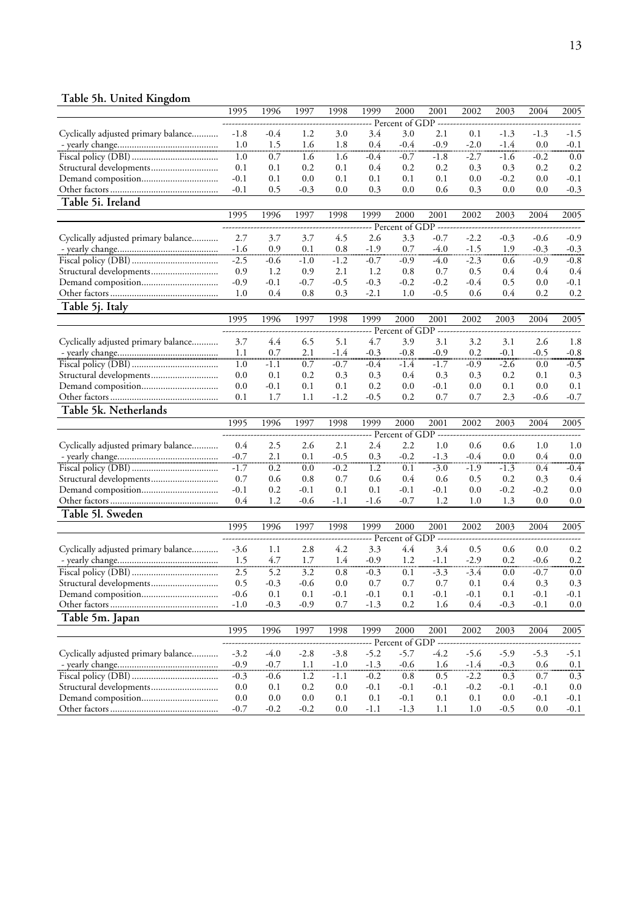**Table 5h. United Kingdom**

| | 1995 | 1996 | 1997 | 1998 | 1999 | 2000 | 2001 | 2002 | 2003 | 2004 | 2005 |
|---|---|---|---|---|---|---|---|---|---|---|---|
| | Percent of GDP | | | | | | | | | | |
| Cyclically adjusted primary balance | -1.8 | -0.4 | 1.2 | 3.0 | 3.4 | 3.0 | 2.1 | 0.1 | -1.3 | -1.3 | -1.5 |
| - yearly change | 1.0 | 1.5 | 1.6 | 1.8 | 0.4 | -0.4 | -0.9 | -2.0 | -1.4 | 0.0 | -0.1 |
| Fiscal policy (DBI) | 1.0 | 0.7 | 1.6 | 1.6 | -0.4 | -0.7 | -1.8 | -2.7 | -1.6 | -0.2 | 0.0 |
| Structural developments | 0.1 | 0.1 | 0.2 | 0.1 | 0.4 | 0.2 | 0.2 | 0.3 | 0.3 | 0.2 | 0.2 |
| Demand composition | -0.1 | 0.1 | 0.0 | 0.1 | 0.1 | 0.1 | 0.1 | 0.0 | -0.2 | 0.0 | -0.1 |
| Other factors | -0.1 | 0.5 | -0.3 | 0.0 | 0.3 | 0.0 | 0.6 | 0.3 | 0.0 | 0.0 | -0.3 |

**Table 5i. Ireland**

| | 1995 | 1996 | 1997 | 1998 | 1999 | 2000 | 2001 | 2002 | 2003 | 2004 | 2005 |
|---|---|---|---|---|---|---|---|---|---|---|---|
| | Percent of GDP | | | | | | | | | | |
| Cyclically adjusted primary balance | 2.7 | 3.7 | 3.7 | 4.5 | 2.6 | 3.3 | -0.7 | -2.2 | -0.3 | -0.6 | -0.9 |
| - yearly change | -1.6 | 0.9 | 0.1 | 0.8 | -1.9 | 0.7 | -4.0 | -1.5 | 1.9 | -0.3 | -0.3 |
| Fiscal policy (DBI) | -2.5 | -0.6 | -1.0 | -1.2 | -0.7 | -0.9 | -4.0 | -2.3 | 0.6 | -0.9 | -0.8 |
| Structural developments | 0.9 | 1.2 | 0.9 | 2.1 | 1.2 | 0.8 | 0.7 | 0.5 | 0.4 | 0.4 | 0.4 |
| Demand composition | -0.9 | -0.1 | -0.7 | -0.5 | -0.3 | -0.2 | -0.2 | -0.4 | 0.5 | 0.0 | -0.1 |
| Other factors | 1.0 | 0.4 | 0.8 | 0.3 | -2.1 | 1.0 | -0.5 | 0.6 | 0.4 | 0.2 | 0.2 |

**Table 5j. Italy**

| | 1995 | 1996 | 1997 | 1998 | 1999 | 2000 | 2001 | 2002 | 2003 | 2004 | 2005 |
|---|---|---|---|---|---|---|---|---|---|---|---|
| | Percent of GDP | | | | | | | | | | |
| Cyclically adjusted primary balance | 3.7 | 4.4 | 6.5 | 5.1 | 4.7 | 3.9 | 3.1 | 3.2 | 3.1 | 2.6 | 1.8 |
| - yearly change | 1.1 | 0.7 | 2.1 | -1.4 | -0.3 | -0.8 | -0.9 | 0.2 | -0.1 | -0.5 | -0.8 |
| Fiscal policy (DBI) | 1.0 | -1.1 | 0.7 | -0.7 | -0.4 | -1.4 | -1.7 | -0.9 | -2.6 | 0.0 | -0.5 |
| Structural developments | 0.0 | 0.1 | 0.2 | 0.3 | 0.3 | 0.4 | 0.3 | 0.3 | 0.2 | 0.1 | 0.3 |
| Demand composition | 0.0 | -0.1 | 0.1 | 0.1 | 0.2 | 0.0 | -0.1 | 0.0 | 0.1 | 0.0 | 0.1 |
| Other factors | 0.1 | 1.7 | 1.1 | -1.2 | -0.5 | 0.2 | 0.7 | 0.7 | 2.3 | -0.6 | -0.7 |

**Table 5k. Netherlands**

| | 1995 | 1996 | 1997 | 1998 | 1999 | 2000 | 2001 | 2002 | 2003 | 2004 | 2005 |
|---|---|---|---|---|---|---|---|---|---|---|---|
| | Percent of GDP | | | | | | | | | | |
| Cyclically adjusted primary balance | 0.4 | 2.5 | 2.6 | 2.1 | 2.4 | 2.2 | 1.0 | 0.6 | 0.6 | 1.0 | 1.0 |
| - yearly change | -0.7 | 2.1 | 0.1 | -0.5 | 0.3 | -0.2 | -1.3 | -0.4 | 0.0 | 0.4 | 0.0 |
| Fiscal policy (DBI) | -1.7 | 0.2 | 0.0 | -0.2 | 1.2 | 0.1 | -3.0 | -1.9 | -1.3 | 0.4 | -0.4 |
| Structural developments | 0.7 | 0.6 | 0.8 | 0.7 | 0.6 | 0.4 | 0.6 | 0.5 | 0.2 | 0.3 | 0.4 |
| Demand composition | -0.1 | 0.2 | -0.1 | 0.1 | 0.1 | -0.1 | -0.1 | 0.0 | -0.2 | -0.2 | 0.0 |
| Other factors | 0.4 | 1.2 | -0.6 | -1.1 | -1.6 | -0.7 | 1.2 | 1.0 | 1.3 | 0.0 | 0.0 |

**Table 5l. Sweden**

| | 1995 | 1996 | 1997 | 1998 | 1999 | 2000 | 2001 | 2002 | 2003 | 2004 | 2005 |
|---|---|---|---|---|---|---|---|---|---|---|---|
| | Percent of GDP | | | | | | | | | | |
| Cyclically adjusted primary balance | -3.6 | 1.1 | 2.8 | 4.2 | 3.3 | 4.4 | 3.4 | 0.5 | 0.6 | 0.0 | 0.2 |
| - yearly change | 1.5 | 4.7 | 1.7 | 1.4 | -0.9 | 1.2 | -1.1 | -2.9 | 0.2 | -0.6 | 0.2 |
| Fiscal policy (DBI) | 2.5 | 5.2 | 3.2 | 0.8 | -0.3 | 0.1 | -3.3 | -3.4 | 0.0 | -0.7 | 0.0 |
| Structural developments | 0.5 | -0.3 | -0.6 | 0.0 | 0.7 | 0.7 | 0.7 | 0.1 | 0.4 | 0.3 | 0.3 |
| Demand composition | -0.6 | 0.1 | 0.1 | -0.1 | -0.1 | 0.1 | -0.1 | -0.1 | 0.1 | -0.1 | -0.1 |
| Other factors | -1.0 | -0.3 | -0.9 | 0.7 | -1.3 | 0.2 | 1.6 | 0.4 | -0.3 | -0.1 | 0.0 |

**Table 5m. Japan**

| | 1995 | 1996 | 1997 | 1998 | 1999 | 2000 | 2001 | 2002 | 2003 | 2004 | 2005 |
|---|---|---|---|---|---|---|---|---|---|---|---|
| | Percent of GDP | | | | | | | | | | |
| Cyclically adjusted primary balance | -3.2 | -4.0 | -2.8 | -3.8 | -5.2 | -5.7 | -4.2 | -5.6 | -5.9 | -5.3 | -5.1 |
| - yearly change | -0.9 | -0.7 | 1.1 | -1.0 | -1.3 | -0.6 | 1.6 | -1.4 | -0.3 | 0.6 | 0.1 |
| Fiscal policy (DBI) | -0.3 | -0.6 | 1.2 | -1.1 | -0.2 | 0.8 | 0.5 | -2.2 | 0.3 | 0.7 | 0.3 |
| Structural developments | 0.0 | 0.1 | 0.2 | 0.0 | -0.1 | -0.1 | -0.1 | -0.2 | -0.1 | -0.1 | 0.0 |
| Demand composition | 0.0 | 0.0 | 0.0 | 0.1 | 0.1 | -0.1 | 0.1 | 0.1 | 0.0 | -0.1 | -0.1 |
| Other factors | -0.7 | -0.2 | -0.2 | 0.0 | -1.1 | -1.3 | 1.1 | 1.0 | -0.5 | 0.0 | -0.1 |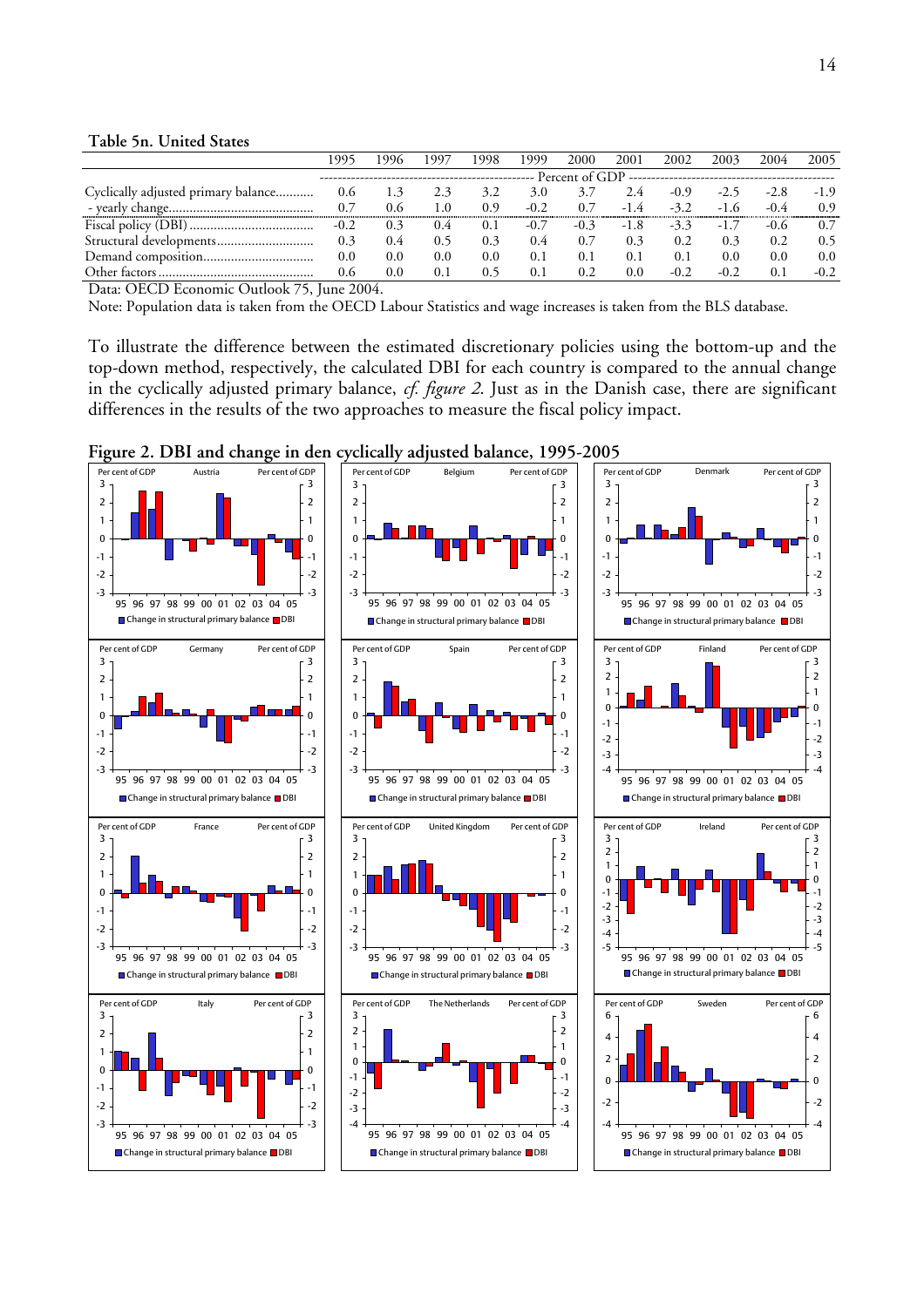**Table 5n. United States**

| | 1995 | 1996 | 1997 | 1998 | 1999 | 2000 | 2001 | 2002 | 2003 | 2004 | 2005 |
|---|---|---|---|---|---|---|---|---|---|---|---|
| | Percent of GDP | | | | | | | | | | |
| Cyclically adjusted primary balance | 0.6 | 1.3 | 2.3 | 3.2 | 3.0 | 3.7 | 2.4 | -0.9 | -2.5 | -2.8 | -1.9 |
| - yearly change | 0.7 | 0.6 | 1.0 | 0.9 | -0.2 | 0.7 | -1.4 | -3.2 | -1.6 | -0.4 | 0.9 |
| Fiscal policy (DBI) | -0.2 | 0.3 | 0.4 | 0.1 | -0.7 | -0.3 | -1.8 | -3.3 | -1.7 | -0.6 | 0.7 |
| Structural developments | 0.3 | 0.4 | 0.5 | 0.3 | 0.4 | 0.7 | 0.3 | 0.2 | 0.3 | 0.2 | 0.5 |
| Demand composition | 0.0 | 0.0 | 0.0 | 0.0 | 0.1 | 0.1 | 0.1 | 0.1 | 0.0 | 0.0 | 0.0 |
| Other factors | 0.6 | 0.0 | 0.1 | 0.5 | 0.1 | 0.2 | 0.0 | -0.2 | -0.2 | 0.1 | -0.2 |

Data: OECD Economic Outlook 75, June 2004.

Note: Population data is taken from the OECD Labour Statistics and wage increases is taken from the BLS database.

To illustrate the difference between the estimated discretionary policies using the bottom-up and the top-down method, respectively, the calculated DBI for each country is compared to the annual change in the cyclically adjusted primary balance, *cf. figure 2*. Just as in the Danish case, there are significant differences in the results of the two approaches to measure the fiscal policy impact.

**Figure 2. DBI and change in den cyclically adjusted balance, 1995-2005**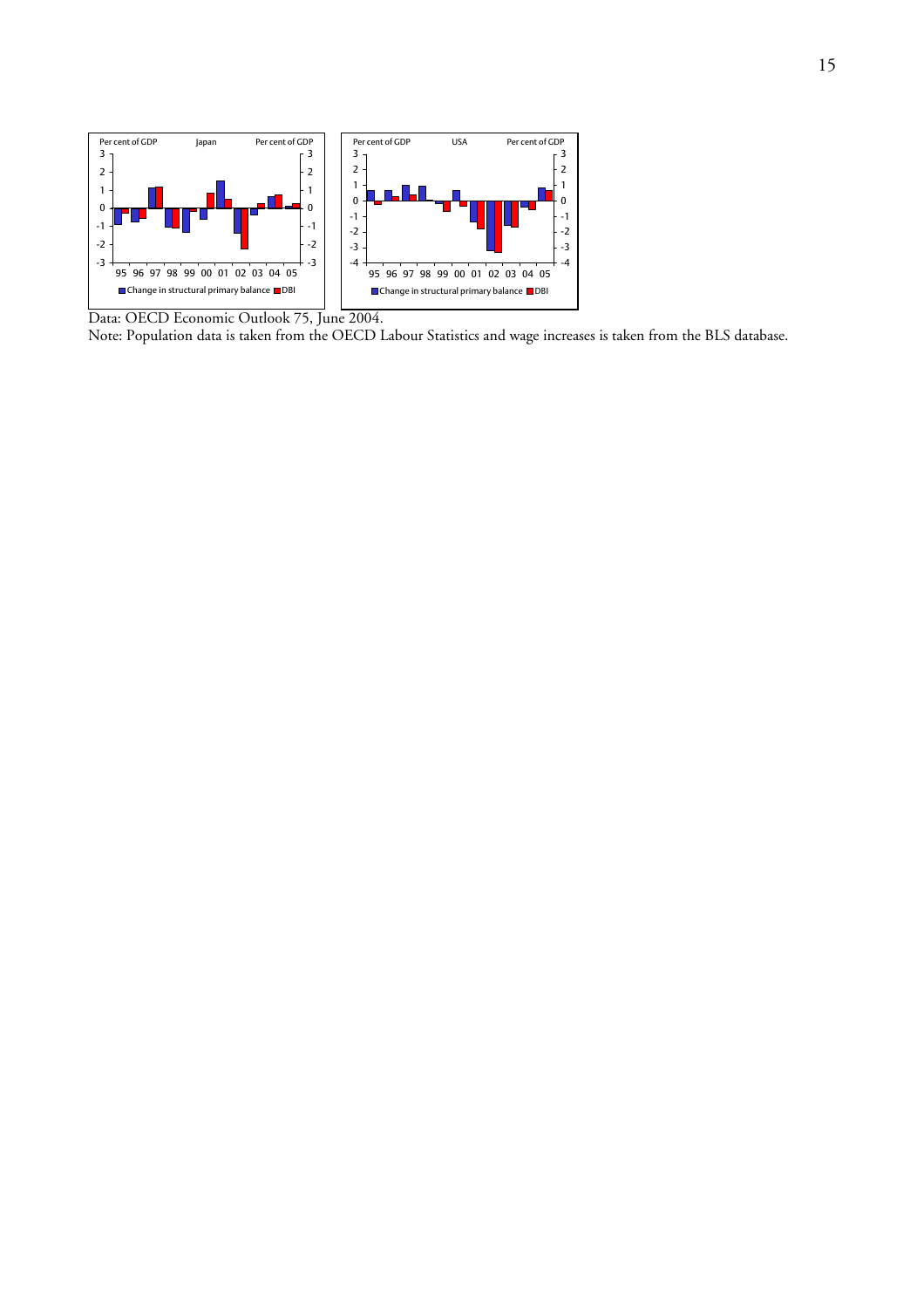Data: OECD Economic Outlook 75, June 2004.

Note: Population data is taken from the OECD Labour Statistics and wage increases is taken from the BLS database.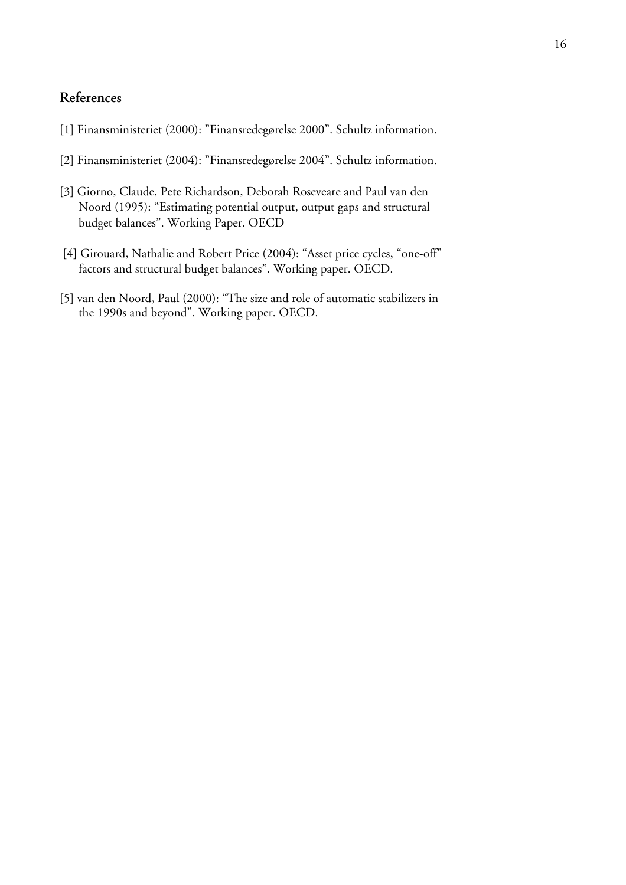## References

[1] Finansministeriet (2000): "Finansredegørelse 2000". Schultz information.

[2] Finansministeriet (2004): "Finansredegørelse 2004". Schultz information.

[3] Giorno, Claude, Pete Richardson, Deborah Roseveare and Paul van den Noord (1995): "Estimating potential output, output gaps and structural budget balances". Working Paper. OECD

[4] Girouard, Nathalie and Robert Price (2004): "Asset price cycles, "one-off" factors and structural budget balances". Working paper. OECD.

[5] van den Noord, Paul (2000): "The size and role of automatic stabilizers in the 1990s and beyond". Working paper. OECD.